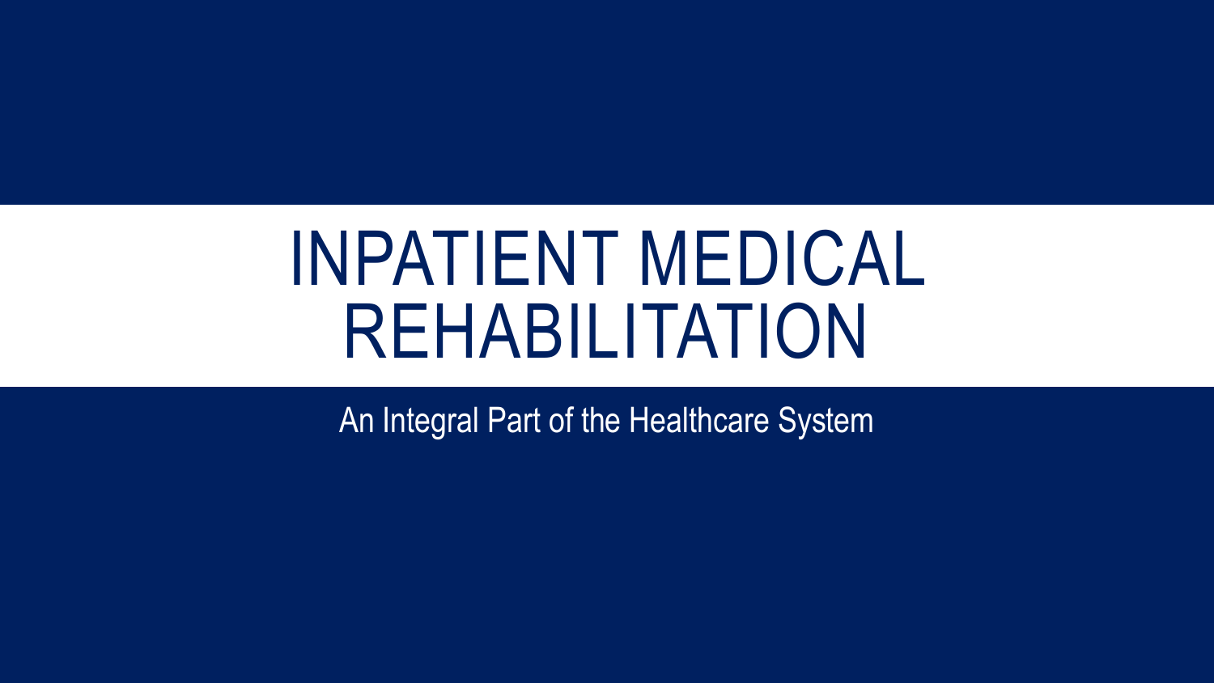# INPATIENT MEDICAL REHABILITATION

An Integral Part of the Healthcare System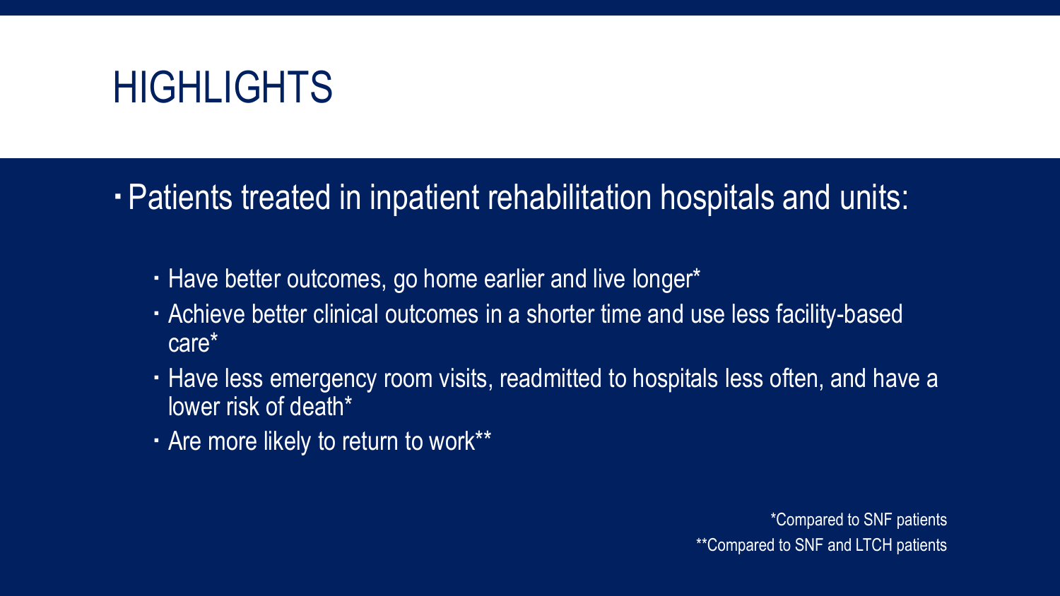# HIGHLIGHTS

- Patients treated in inpatient rehabilitation hospitals and units:
  - Have better outcomes, go home earlier and live longer*
  - Achieve better clinical outcomes in a shorter time and use less facility-based care*
  - Have less emergency room visits, readmitted to hospitals less often, and have a lower risk of death*
  - Are more likely to return to work**

*Compared to SNF patients

**Compared to SNF and LTCH patients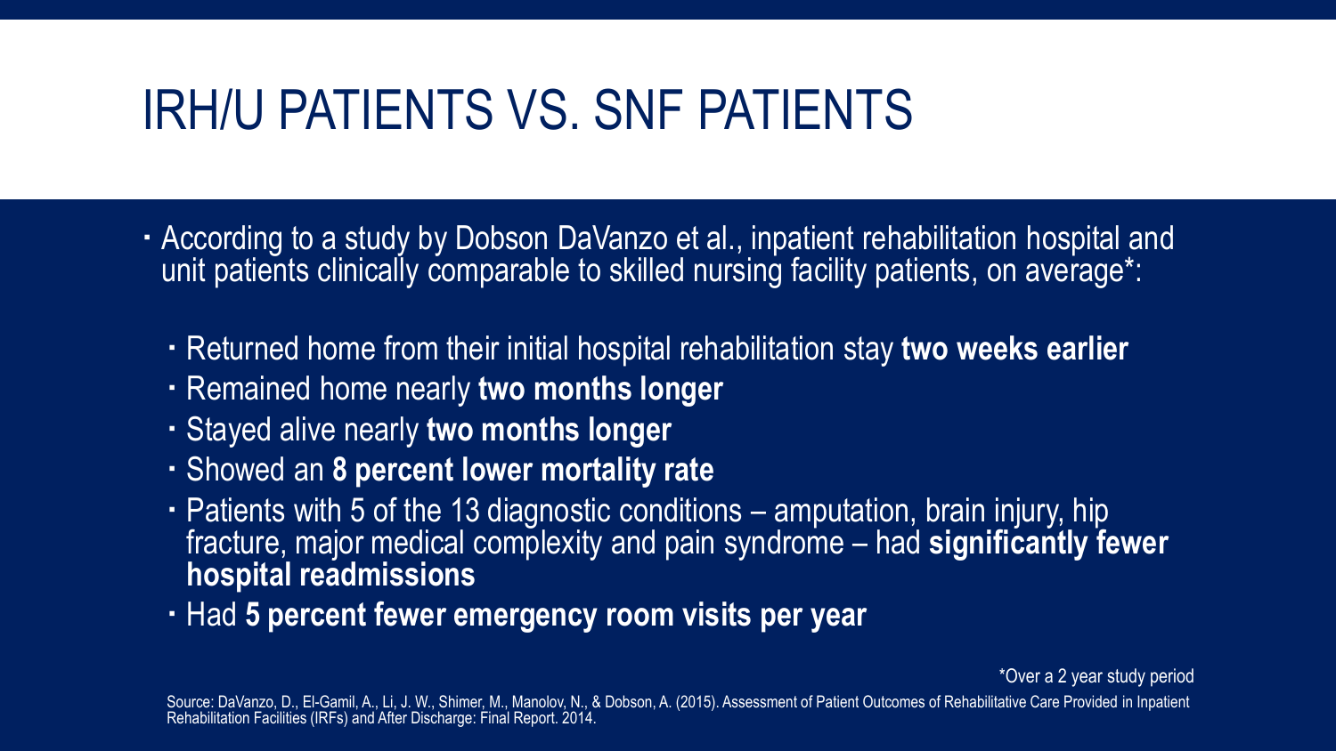# IRH/U PATIENTS VS. SNF PATIENTS

- According to a study by Dobson DaVanzo et al., inpatient rehabilitation hospital and unit patients clinically comparable to skilled nursing facility patients, on average*:
  - Returned home from their initial hospital rehabilitation stay **two weeks earlier**
  - Remained home nearly **two months longer**
  - Stayed alive nearly **two months longer**
  - Showed an **8 percent lower mortality rate**
  - Patients with 5 of the 13 diagnostic conditions – amputation, brain injury, hip fracture, major medical complexity and pain syndrome – had **significantly fewer hospital readmissions**
  - Had **5 percent fewer emergency room visits per year**

*Over a 2 year study period

Source: DaVanzo, D., El-Gamil, A., Li, J. W., Shimer, M., Manolov, N., & Dobson, A. (2015). Assessment of Patient Outcomes of Rehabilitative Care Provided in Inpatient Rehabilitation Facilities (IRFs) and After Discharge: Final Report. 2014.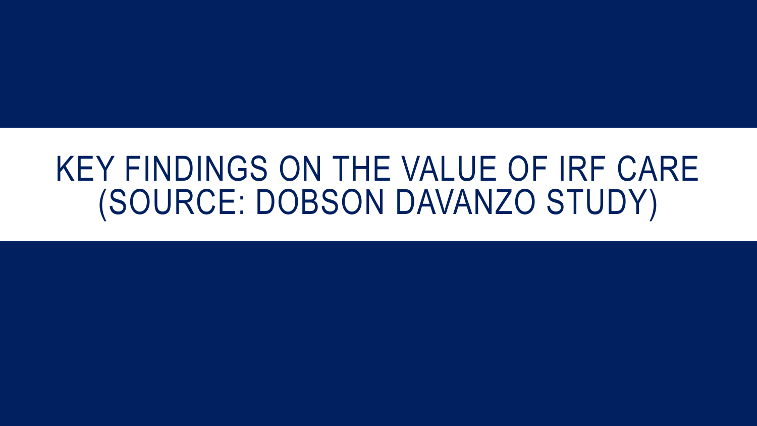# KEY FINDINGS ON THE VALUE OF IRF CARE (SOURCE: DOBSON DAVANZO STUDY)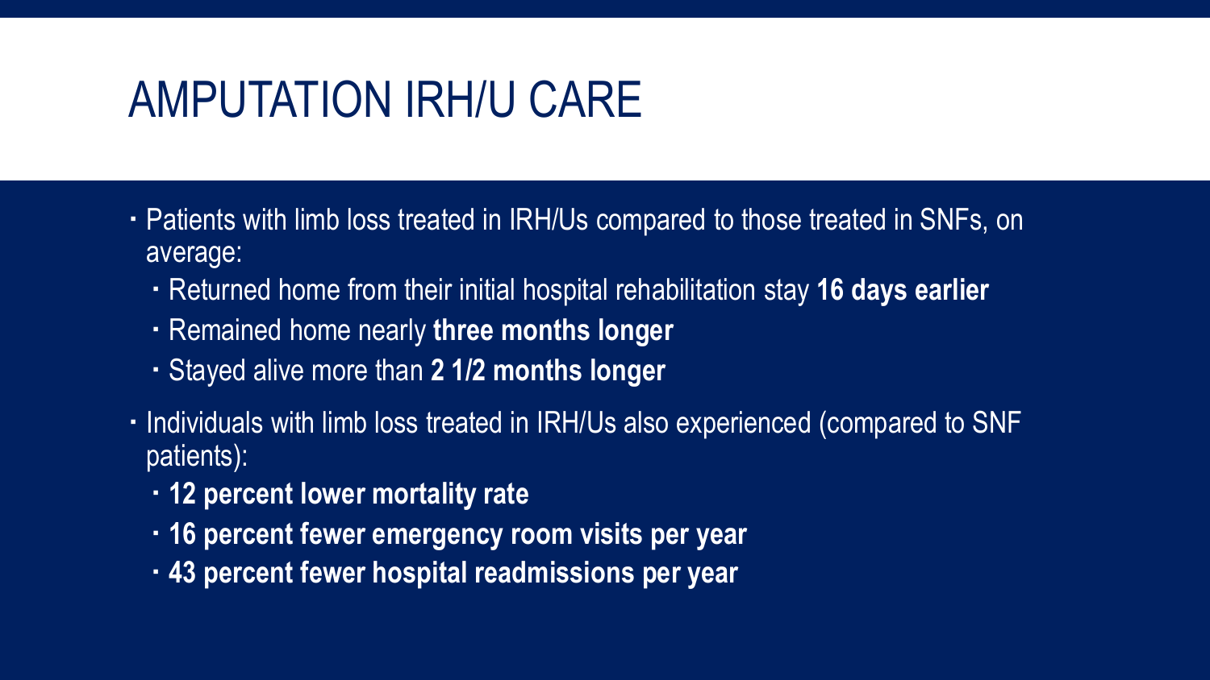# AMPUTATION IRH/U CARE

- Patients with limb loss treated in IRH/Us compared to those treated in SNFs, on average:
  - Returned home from their initial hospital rehabilitation stay **16 days earlier**
  - Remained home nearly **three months longer**
  - Stayed alive more than **2 1/2 months longer**
- Individuals with limb loss treated in IRH/Us also experienced (compared to SNF patients):
  - **12 percent lower mortality rate**
  - **16 percent fewer emergency room visits per year**
  - **43 percent fewer hospital readmissions per year**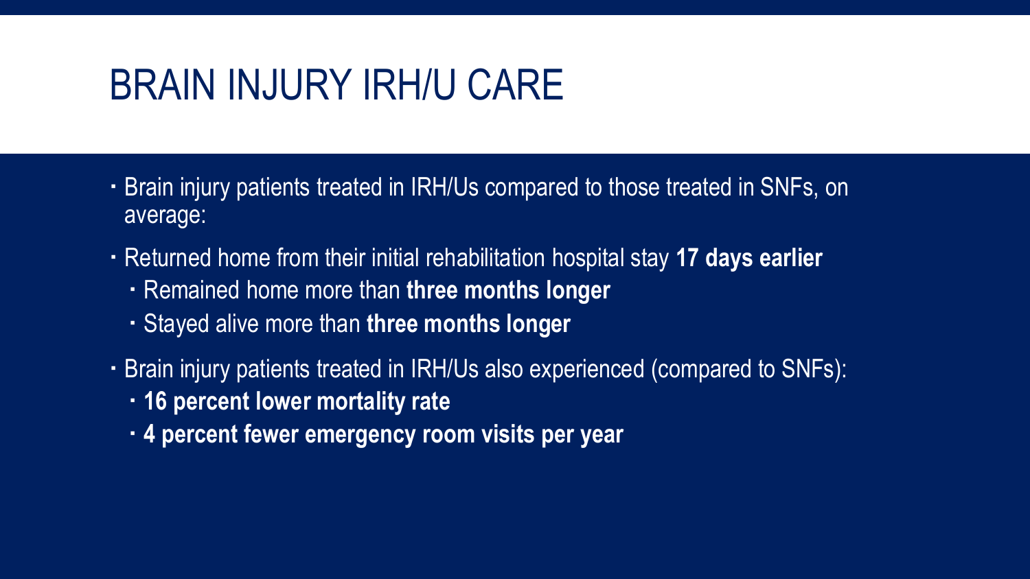# BRAIN INJURY IRH/U CARE

- Brain injury patients treated in IRH/Us compared to those treated in SNFs, on average:
- Returned home from their initial rehabilitation hospital stay **17 days earlier**
  - Remained home more than **three months longer**
  - Stayed alive more than **three months longer**
- Brain injury patients treated in IRH/Us also experienced (compared to SNFs):
  - **16 percent lower mortality rate**
  - **4 percent fewer emergency room visits per year**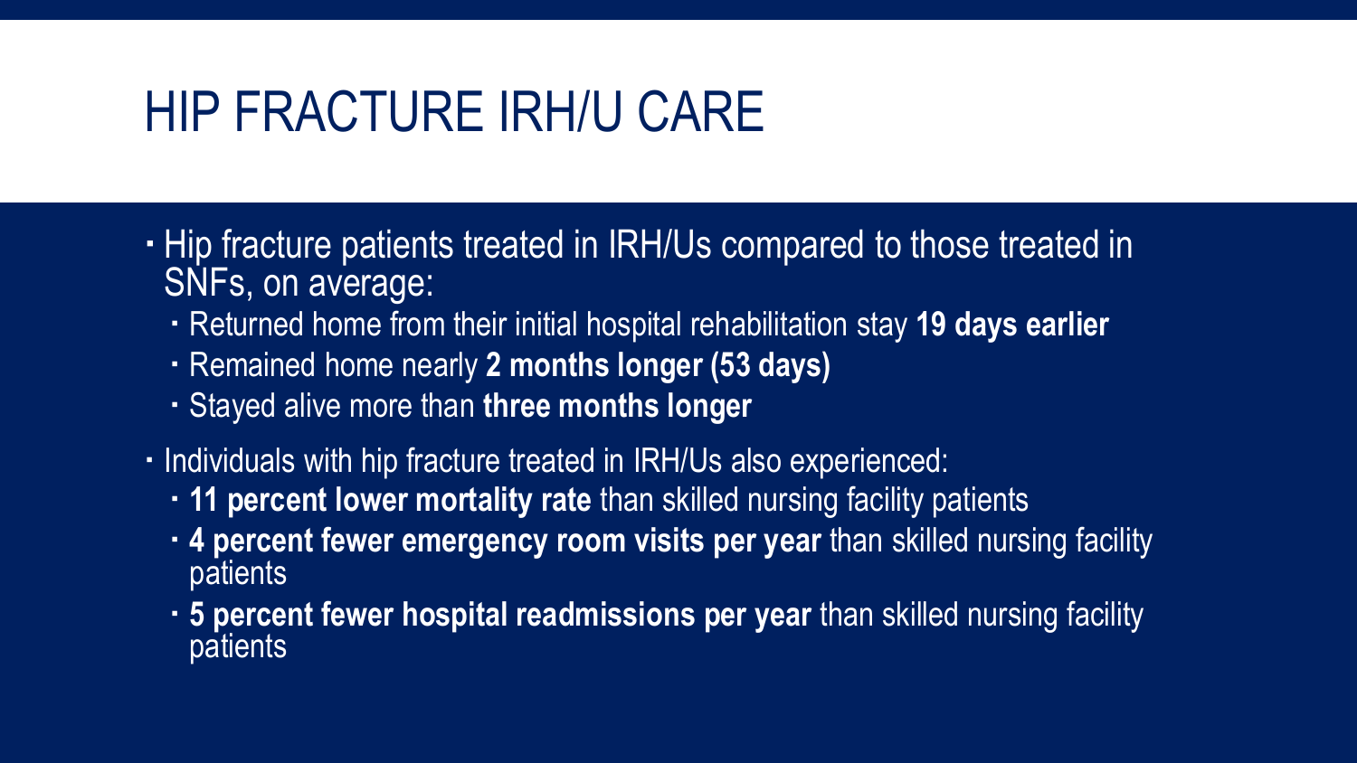# HIP FRACTURE IRH/U CARE

- Hip fracture patients treated in IRH/Us compared to those treated in SNFs, on average:
  - Returned home from their initial hospital rehabilitation stay **19 days earlier**
  - Remained home nearly **2 months longer (53 days)**
  - Stayed alive more than **three months longer**
- Individuals with hip fracture treated in IRH/Us also experienced:
  - **11 percent lower mortality rate** than skilled nursing facility patients
  - **4 percent fewer emergency room visits per year** than skilled nursing facility patients
  - **5 percent fewer hospital readmissions per year** than skilled nursing facility patients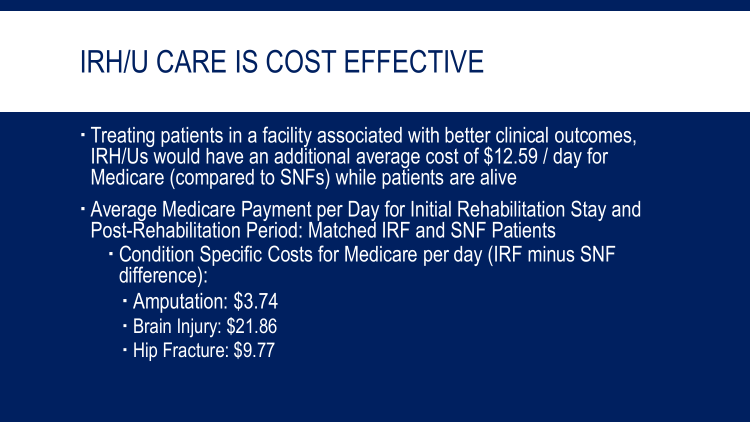# IRH/U CARE IS COST EFFECTIVE

- Treating patients in a facility associated with better clinical outcomes, IRH/Us would have an additional average cost of $12.59 / day for Medicare (compared to SNFs) while patients are alive
- Average Medicare Payment per Day for Initial Rehabilitation Stay and Post-Rehabilitation Period: Matched IRF and SNF Patients
  - Condition Specific Costs for Medicare per day (IRF minus SNF difference):
    - Amputation: $3.74
    - Brain Injury: $21.86
    - Hip Fracture: $9.77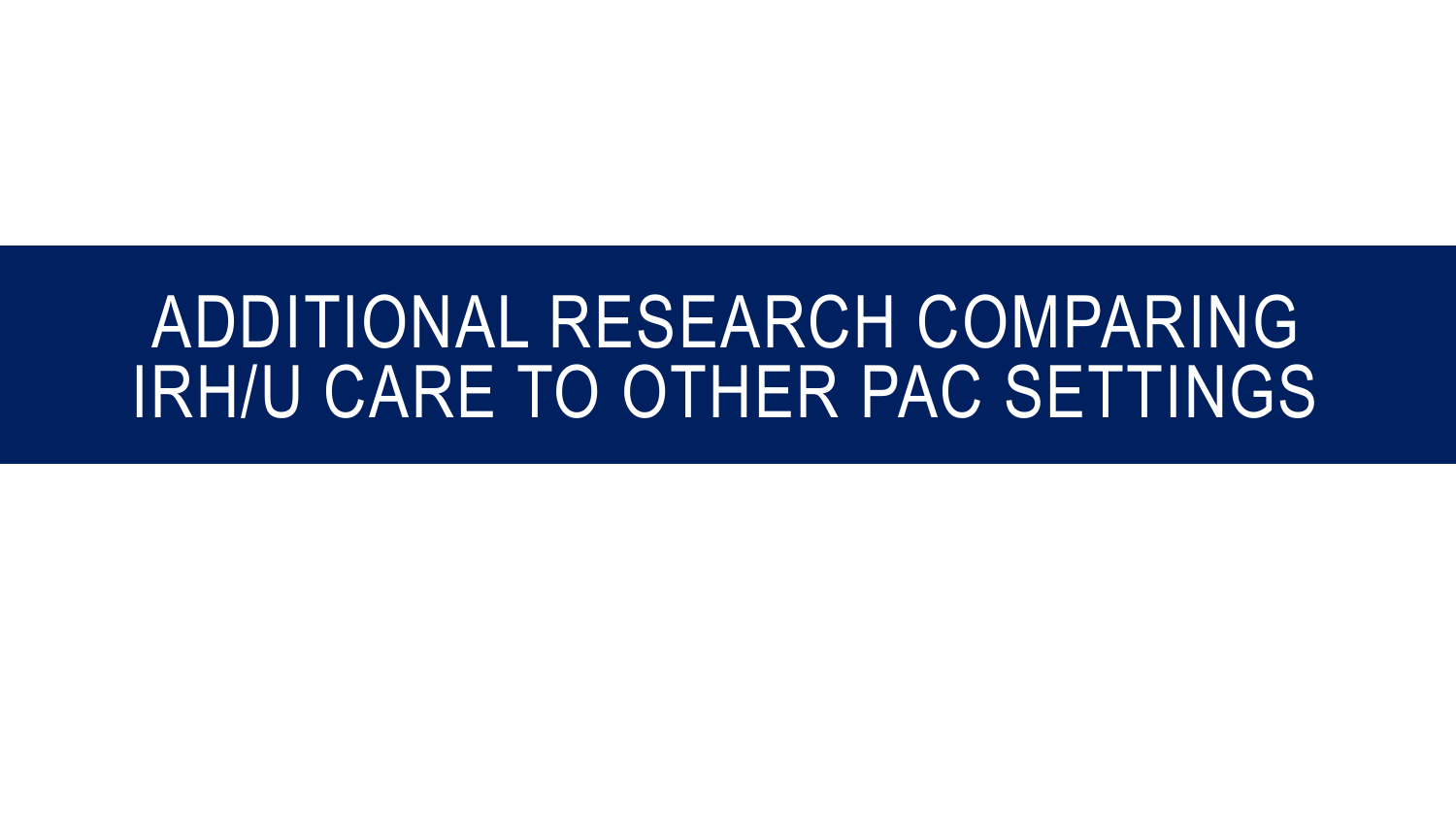# ADDITIONAL RESEARCH COMPARING IRH/U CARE TO OTHER PAC SETTINGS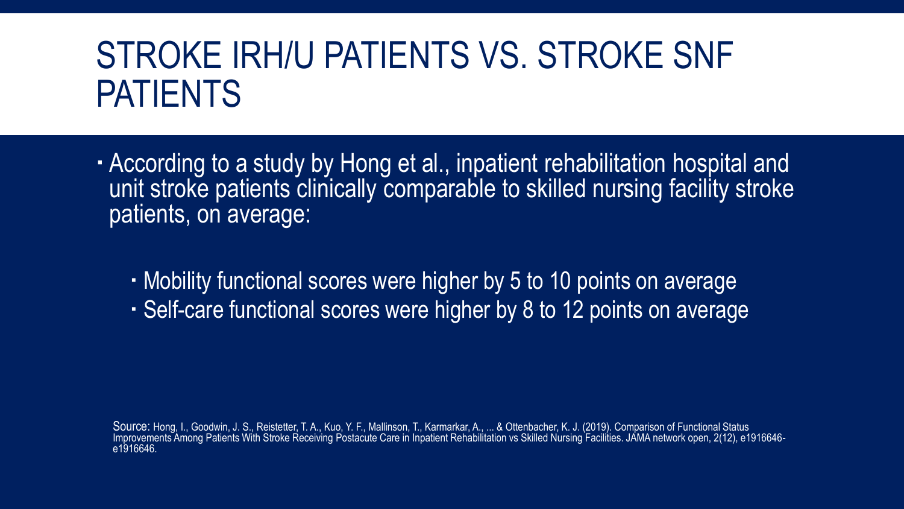# STROKE IRH/U PATIENTS VS. STROKE SNF PATIENTS

- According to a study by Hong et al., inpatient rehabilitation hospital and unit stroke patients clinically comparable to skilled nursing facility stroke patients, on average:
  - Mobility functional scores were higher by 5 to 10 points on average
  - Self-care functional scores were higher by 8 to 12 points on average

Source: Hong, I., Goodwin, J. S., Reistetter, T. A., Kuo, Y. F., Mallinson, T., Karmarkar, A., ... & Ottenbacher, K. J. (2019). Comparison of Functional Status Improvements Among Patients With Stroke Receiving Postacute Care in Inpatient Rehabilitation vs Skilled Nursing Facilities. JAMA network open, 2(12), e1916646-e1916646.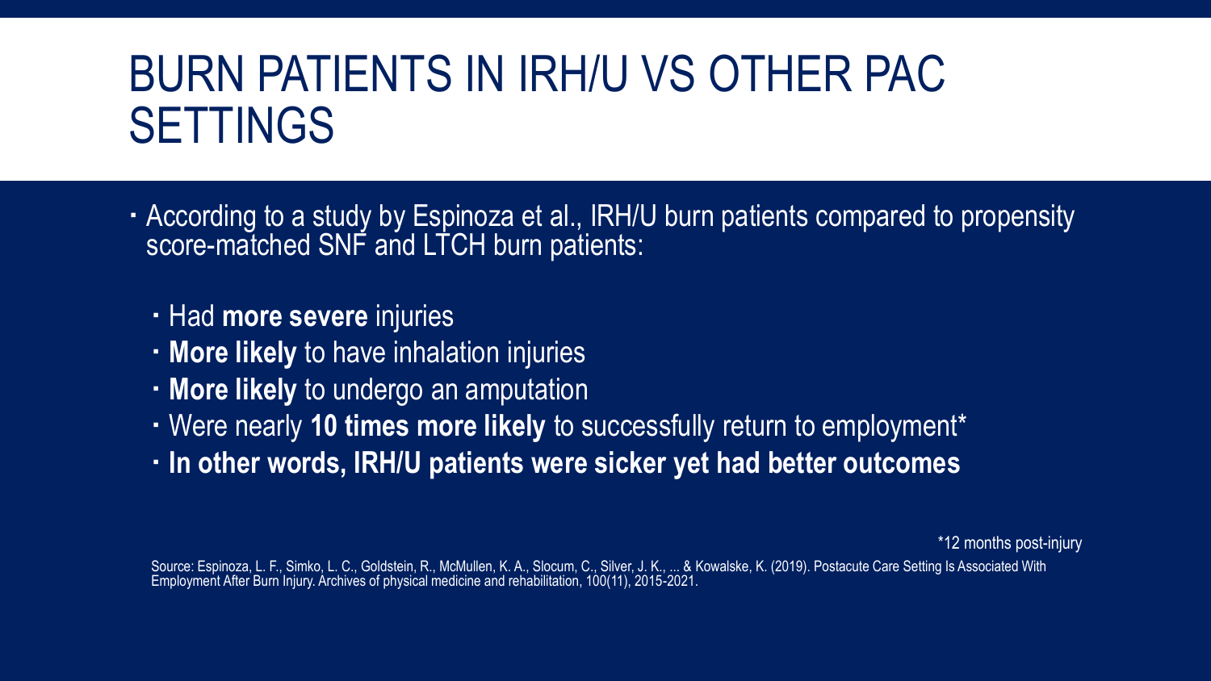# BURN PATIENTS IN IRH/U VS OTHER PAC SETTINGS

- According to a study by Espinoza et al., IRH/U burn patients compared to propensity score-matched SNF and LTCH burn patients:
  - Had **more severe** injuries
  - **More likely** to have inhalation injuries
  - **More likely** to undergo an amputation
  - Were nearly **10 times more likely** to successfully return to employment*
  - **In other words, IRH/U patients were sicker yet had better outcomes**

*12 months post-injury

Source: Espinoza, L. F., Simko, L. C., Goldstein, R., McMullen, K. A., Slocum, C., Silver, J. K., ... & Kowalske, K. (2019). Postacute Care Setting Is Associated With Employment After Burn Injury. Archives of physical medicine and rehabilitation, 100(11), 2015-2021.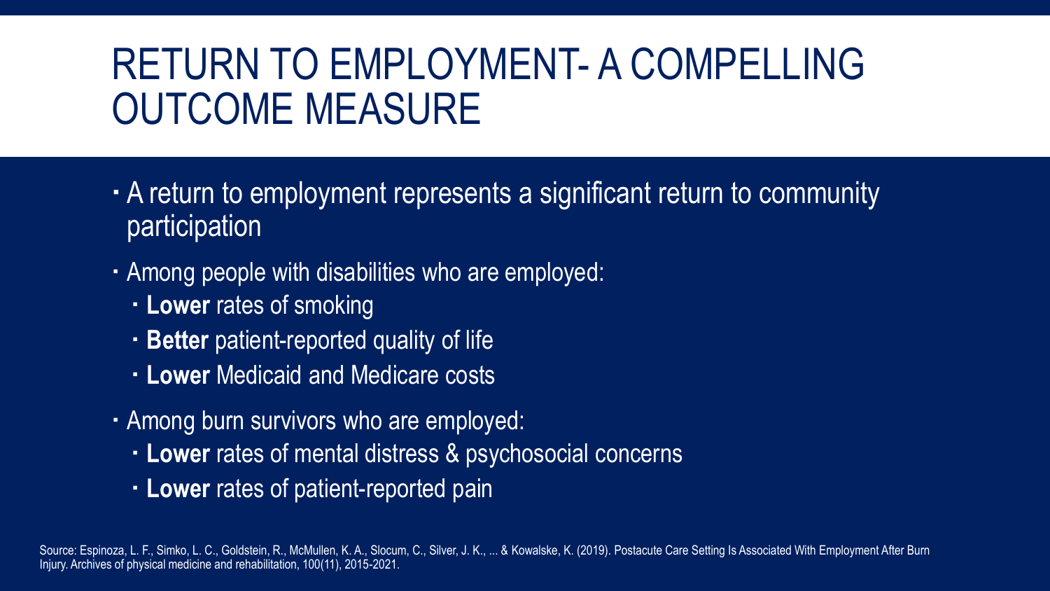# RETURN TO EMPLOYMENT- A COMPELLING OUTCOME MEASURE

- A return to employment represents a significant return to community participation
- Among people with disabilities who are employed:
  - **Lower** rates of smoking
  - **Better** patient-reported quality of life
  - **Lower** Medicaid and Medicare costs
- Among burn survivors who are employed:
  - **Lower** rates of mental distress & psychosocial concerns
  - **Lower** rates of patient-reported pain

Source: Espinoza, L. F., Simko, L. C., Goldstein, R., McMullen, K. A., Slocum, C., Silver, J. K., ... & Kowalske, K. (2019). Postacute Care Setting Is Associated With Employment After Burn Injury. Archives of physical medicine and rehabilitation, 100(11), 2015-2021.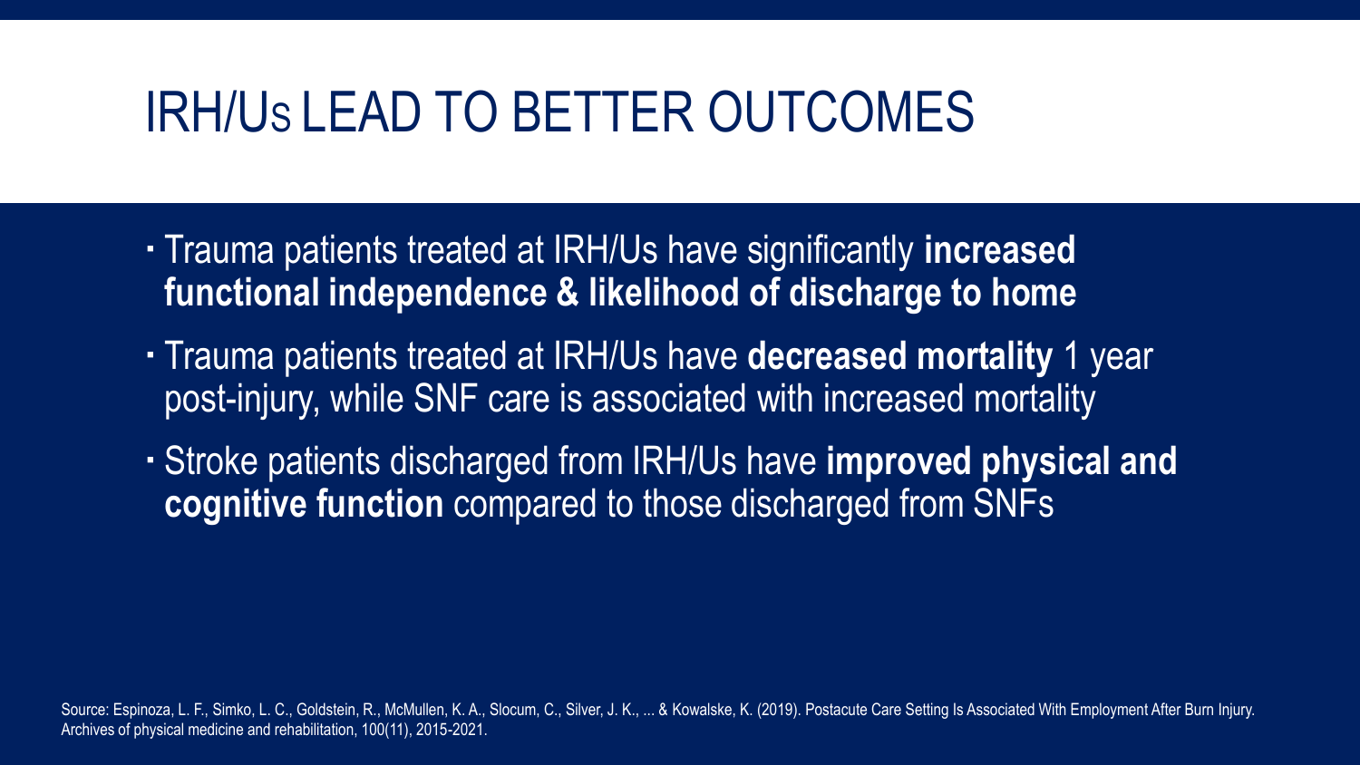# IRH/Us LEAD TO BETTER OUTCOMES

- Trauma patients treated at IRH/Us have significantly **increased functional independence & likelihood of discharge to home**
- Trauma patients treated at IRH/Us have **decreased mortality** 1 year post-injury, while SNF care is associated with increased mortality
- Stroke patients discharged from IRH/Us have **improved physical and cognitive function** compared to those discharged from SNFs

Source: Espinoza, L. F., Simko, L. C., Goldstein, R., McMullen, K. A., Slocum, C., Silver, J. K., ... & Kowalske, K. (2019). Postacute Care Setting Is Associated With Employment After Burn Injury. Archives of physical medicine and rehabilitation, 100(11), 2015-2021.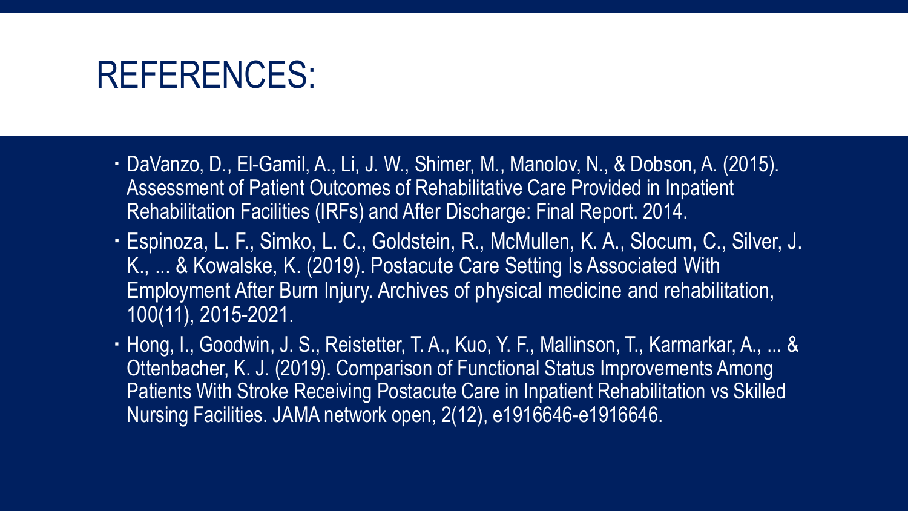# REFERENCES:

- DaVanzo, D., El-Gamil, A., Li, J. W., Shimer, M., Manolov, N., & Dobson, A. (2015). Assessment of Patient Outcomes of Rehabilitative Care Provided in Inpatient Rehabilitation Facilities (IRFs) and After Discharge: Final Report. 2014.
- Espinoza, L. F., Simko, L. C., Goldstein, R., McMullen, K. A., Slocum, C., Silver, J. K., ... & Kowalske, K. (2019). Postacute Care Setting Is Associated With Employment After Burn Injury. Archives of physical medicine and rehabilitation, 100(11), 2015-2021.
- Hong, I., Goodwin, J. S., Reistetter, T. A., Kuo, Y. F., Mallinson, T., Karmarkar, A., ... & Ottenbacher, K. J. (2019). Comparison of Functional Status Improvements Among Patients With Stroke Receiving Postacute Care in Inpatient Rehabilitation vs Skilled Nursing Facilities. JAMA network open, 2(12), e1916646-e1916646.